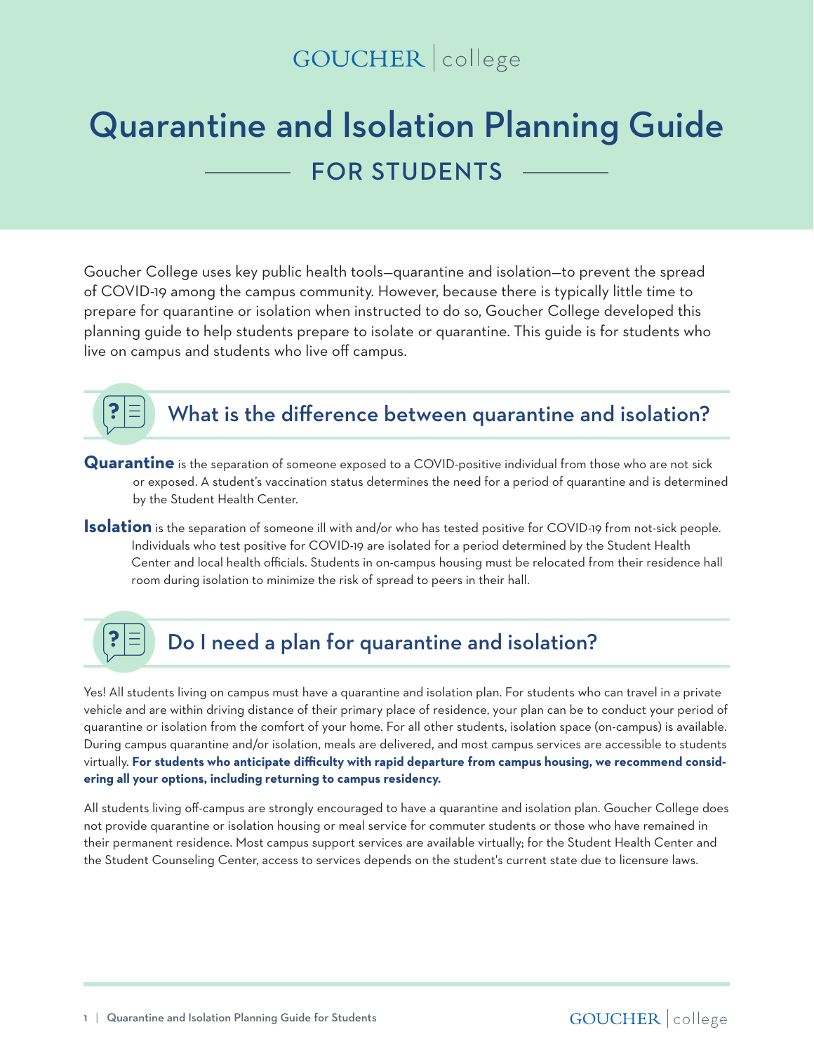GOUCHER | college

# Quarantine and Isolation Planning Guide

## FOR STUDENTS

Goucher College uses key public health tools—quarantine and isolation—to prevent the spread of COVID-19 among the campus community. However, because there is typically little time to prepare for quarantine or isolation when instructed to do so, Goucher College developed this planning guide to help students prepare to isolate or quarantine. This guide is for students who live on campus and students who live off campus.

## What is the difference between quarantine and isolation?

**Quarantine** is the separation of someone exposed to a COVID-positive individual from those who are not sick or exposed. A student's vaccination status determines the need for a period of quarantine and is determined by the Student Health Center.

**Isolation** is the separation of someone ill with and/or who has tested positive for COVID-19 from not-sick people. Individuals who test positive for COVID-19 are isolated for a period determined by the Student Health Center and local health officials. Students in on-campus housing must be relocated from their residence hall room during isolation to minimize the risk of spread to peers in their hall.

## Do I need a plan for quarantine and isolation?

Yes! All students living on campus must have a quarantine and isolation plan. For students who can travel in a private vehicle and are within driving distance of their primary place of residence, your plan can be to conduct your period of quarantine or isolation from the comfort of your home. For all other students, isolation space (on-campus) is available. During campus quarantine and/or isolation, meals are delivered, and most campus services are accessible to students virtually. **For students who anticipate difficulty with rapid departure from campus housing, we recommend considering all your options, including returning to campus residency.**

All students living off-campus are strongly encouraged to have a quarantine and isolation plan. Goucher College does not provide quarantine or isolation housing or meal service for commuter students or those who have remained in their permanent residence. Most campus support services are available virtually; for the Student Health Center and the Student Counseling Center, access to services depends on the student's current state due to licensure laws.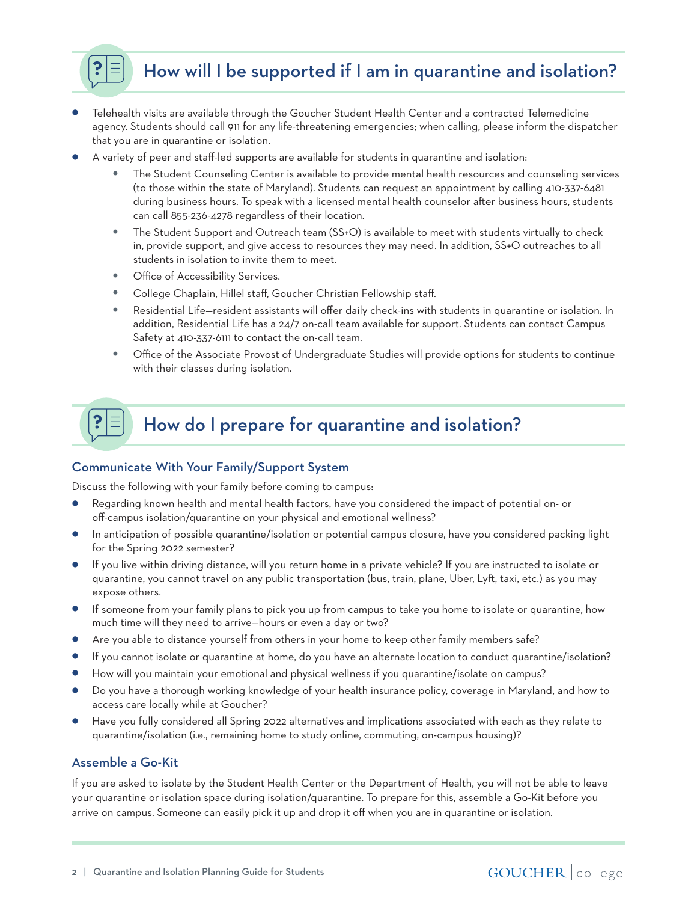## How will I be supported if I am in quarantine and isolation?

- Telehealth visits are available through the Goucher Student Health Center and a contracted Telemedicine agency. Students should call 911 for any life-threatening emergencies; when calling, please inform the dispatcher that you are in quarantine or isolation.
- A variety of peer and staff-led supports are available for students in quarantine and isolation:
    - The Student Counseling Center is available to provide mental health resources and counseling services (to those within the state of Maryland). Students can request an appointment by calling 410-337-6481 during business hours. To speak with a licensed mental health counselor after business hours, students can call 855-236-4278 regardless of their location.
    - The Student Support and Outreach team (SS+O) is available to meet with students virtually to check in, provide support, and give access to resources they may need. In addition, SS+O outreaches to all students in isolation to invite them to meet.
    - Office of Accessibility Services.
    - College Chaplain, Hillel staff, Goucher Christian Fellowship staff.
    - Residential Life—resident assistants will offer daily check-ins with students in quarantine or isolation. In addition, Residential Life has a 24/7 on-call team available for support. Students can contact Campus Safety at 410-337-6111 to contact the on-call team.
    - Office of the Associate Provost of Undergraduate Studies will provide options for students to continue with their classes during isolation.

## How do I prepare for quarantine and isolation?

### Communicate With Your Family/Support System

Discuss the following with your family before coming to campus:

- Regarding known health and mental health factors, have you considered the impact of potential on- or off-campus isolation/quarantine on your physical and emotional wellness?
- In anticipation of possible quarantine/isolation or potential campus closure, have you considered packing light for the Spring 2022 semester?
- If you live within driving distance, will you return home in a private vehicle? If you are instructed to isolate or quarantine, you cannot travel on any public transportation (bus, train, plane, Uber, Lyft, taxi, etc.) as you may expose others.
- If someone from your family plans to pick you up from campus to take you home to isolate or quarantine, how much time will they need to arrive—hours or even a day or two?
- Are you able to distance yourself from others in your home to keep other family members safe?
- If you cannot isolate or quarantine at home, do you have an alternate location to conduct quarantine/isolation?
- How will you maintain your emotional and physical wellness if you quarantine/isolate on campus?
- Do you have a thorough working knowledge of your health insurance policy, coverage in Maryland, and how to access care locally while at Goucher?
- Have you fully considered all Spring 2022 alternatives and implications associated with each as they relate to quarantine/isolation (i.e., remaining home to study online, commuting, on-campus housing)?

### Assemble a Go-Kit

If you are asked to isolate by the Student Health Center or the Department of Health, you will not be able to leave your quarantine or isolation space during isolation/quarantine. To prepare for this, assemble a Go-Kit before you arrive on campus. Someone can easily pick it up and drop it off when you are in quarantine or isolation.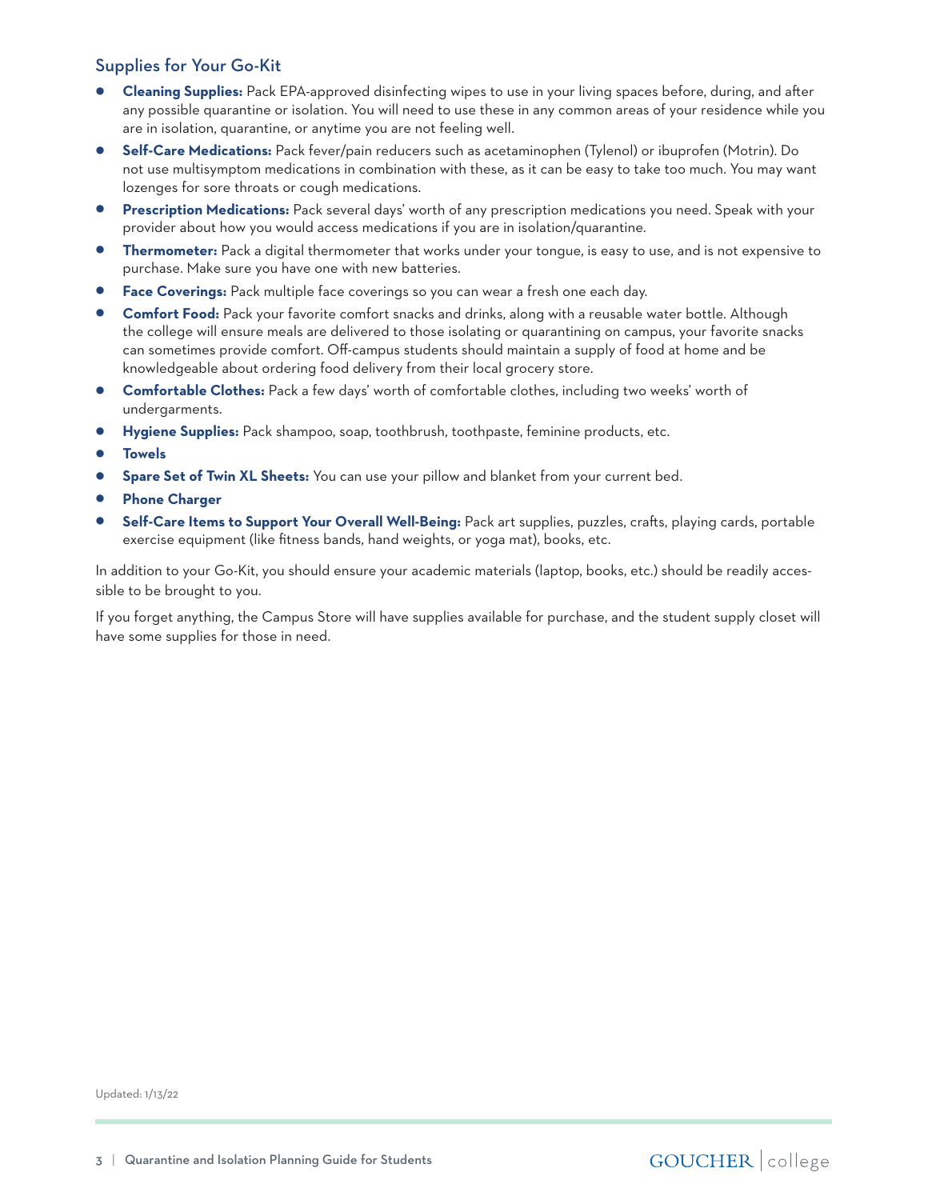## Supplies for Your Go-Kit

- **Cleaning Supplies:** Pack EPA-approved disinfecting wipes to use in your living spaces before, during, and after any possible quarantine or isolation. You will need to use these in any common areas of your residence while you are in isolation, quarantine, or anytime you are not feeling well.
- **Self-Care Medications:** Pack fever/pain reducers such as acetaminophen (Tylenol) or ibuprofen (Motrin). Do not use multisymptom medications in combination with these, as it can be easy to take too much. You may want lozenges for sore throats or cough medications.
- **Prescription Medications:** Pack several days' worth of any prescription medications you need. Speak with your provider about how you would access medications if you are in isolation/quarantine.
- **Thermometer:** Pack a digital thermometer that works under your tongue, is easy to use, and is not expensive to purchase. Make sure you have one with new batteries.
- **Face Coverings:** Pack multiple face coverings so you can wear a fresh one each day.
- **Comfort Food:** Pack your favorite comfort snacks and drinks, along with a reusable water bottle. Although the college will ensure meals are delivered to those isolating or quarantining on campus, your favorite snacks can sometimes provide comfort. Off-campus students should maintain a supply of food at home and be knowledgeable about ordering food delivery from their local grocery store.
- **Comfortable Clothes:** Pack a few days' worth of comfortable clothes, including two weeks' worth of undergarments.
- **Hygiene Supplies:** Pack shampoo, soap, toothbrush, toothpaste, feminine products, etc.
- **Towels**
- **Spare Set of Twin XL Sheets:** You can use your pillow and blanket from your current bed.
- **Phone Charger**
- **Self-Care Items to Support Your Overall Well-Being:** Pack art supplies, puzzles, crafts, playing cards, portable exercise equipment (like fitness bands, hand weights, or yoga mat), books, etc.

In addition to your Go-Kit, you should ensure your academic materials (laptop, books, etc.) should be readily accessible to be brought to you.

If you forget anything, the Campus Store will have supplies available for purchase, and the student supply closet will have some supplies for those in need.

Updated: 1/13/22